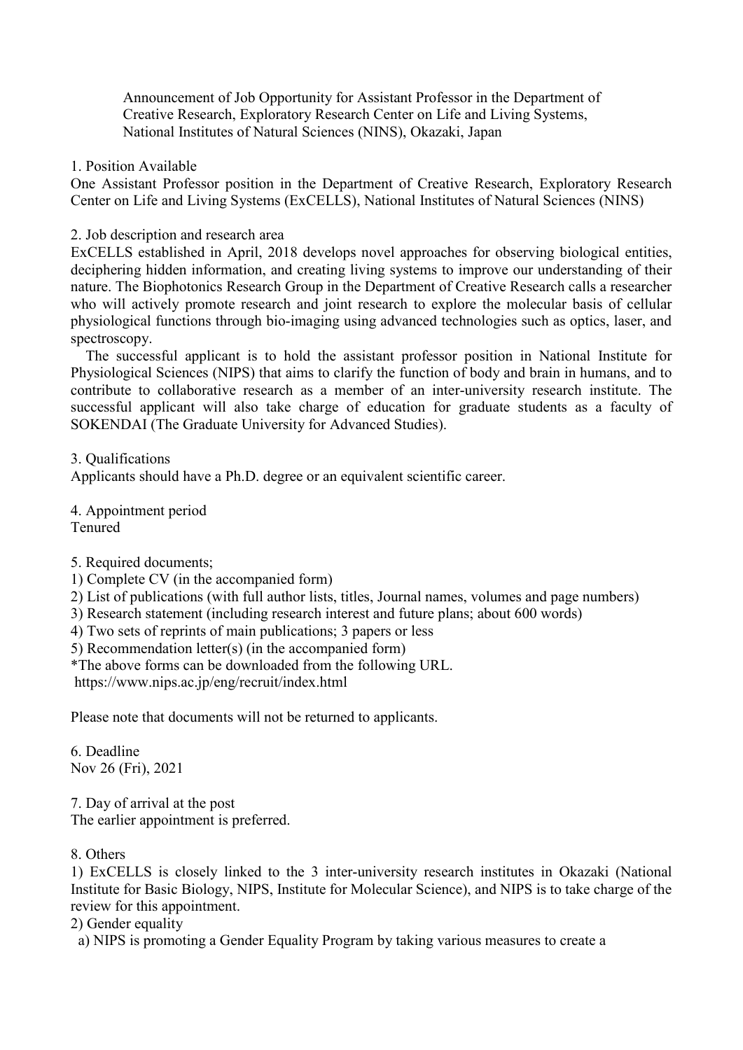# Announcement of Job Opportunity for Assistant Professor in the Department of Creative Research, Exploratory Research Center on Life and Living Systems, National Institutes of Natural Sciences (NINS), Okazaki, Japan

## 1. Position Available

One Assistant Professor position in the Department of Creative Research, Exploratory Research Center on Life and Living Systems (ExCELLS), National Institutes of Natural Sciences (NINS)

## 2. Job description and research area

ExCELLS established in April, 2018 develops novel approaches for observing biological entities, deciphering hidden information, and creating living systems to improve our understanding of their nature. The Biophotonics Research Group in the Department of Creative Research calls a researcher who will actively promote research and joint research to explore the molecular basis of cellular physiological functions through bio-imaging using advanced technologies such as optics, laser, and spectroscopy.

The successful applicant is to hold the assistant professor position in National Institute for Physiological Sciences (NIPS) that aims to clarify the function of body and brain in humans, and to contribute to collaborative research as a member of an inter-university research institute. The successful applicant will also take charge of education for graduate students as a faculty of SOKENDAI (The Graduate University for Advanced Studies).

## 3. Qualifications

Applicants should have a Ph.D. degree or an equivalent scientific career.

## 4. Appointment period

Tenured

## 5. Required documents;

1) Complete CV (in the accompanied form)
2) List of publications (with full author lists, titles, Journal names, volumes and page numbers)
3) Research statement (including research interest and future plans; about 600 words)
4) Two sets of reprints of main publications; 3 papers or less
5) Recommendation letter(s) (in the accompanied form)

*The above forms can be downloaded from the following URL.
https://www.nips.ac.jp/eng/recruit/index.html

Please note that documents will not be returned to applicants.

## 6. Deadline

Nov 26 (Fri), 2021

## 7. Day of arrival at the post

The earlier appointment is preferred.

## 8. Others

1) ExCELLS is closely linked to the 3 inter-university research institutes in Okazaki (National Institute for Basic Biology, NIPS, Institute for Molecular Science), and NIPS is to take charge of the review for this appointment.

2) Gender equality

a) NIPS is promoting a Gender Equality Program by taking various measures to create a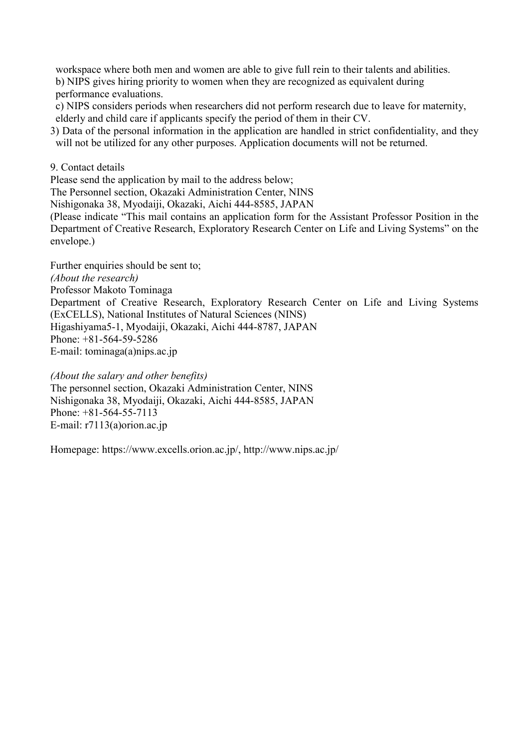workspace where both men and women are able to give full rein to their talents and abilities.
b) NIPS gives hiring priority to women when they are recognized as equivalent during performance evaluations.
c) NIPS considers periods when researchers did not perform research due to leave for maternity, elderly and child care if applicants specify the period of them in their CV.

3) Data of the personal information in the application are handled in strict confidentiality, and they will not be utilized for any other purposes. Application documents will not be returned.

9. Contact details

Please send the application by mail to the address below;
The Personnel section, Okazaki Administration Center, NINS
Nishigonaka 38, Myodaiji, Okazaki, Aichi 444-8585, JAPAN
(Please indicate "This mail contains an application form for the Assistant Professor Position in the Department of Creative Research, Exploratory Research Center on Life and Living Systems" on the envelope.)

Further enquiries should be sent to;
*(About the research)*
Professor Makoto Tominaga
Department of Creative Research, Exploratory Research Center on Life and Living Systems (ExCELLS), National Institutes of Natural Sciences (NINS)
Higashiyama5-1, Myodaiji, Okazaki, Aichi 444-8787, JAPAN
Phone: +81-564-59-5286
E-mail: tominaga(a)nips.ac.jp

*(About the salary and other benefits)*
The personnel section, Okazaki Administration Center, NINS
Nishigonaka 38, Myodaiji, Okazaki, Aichi 444-8585, JAPAN
Phone: +81-564-55-7113
E-mail: r7113(a)orion.ac.jp

Homepage: https://www.excells.orion.ac.jp/, http://www.nips.ac.jp/